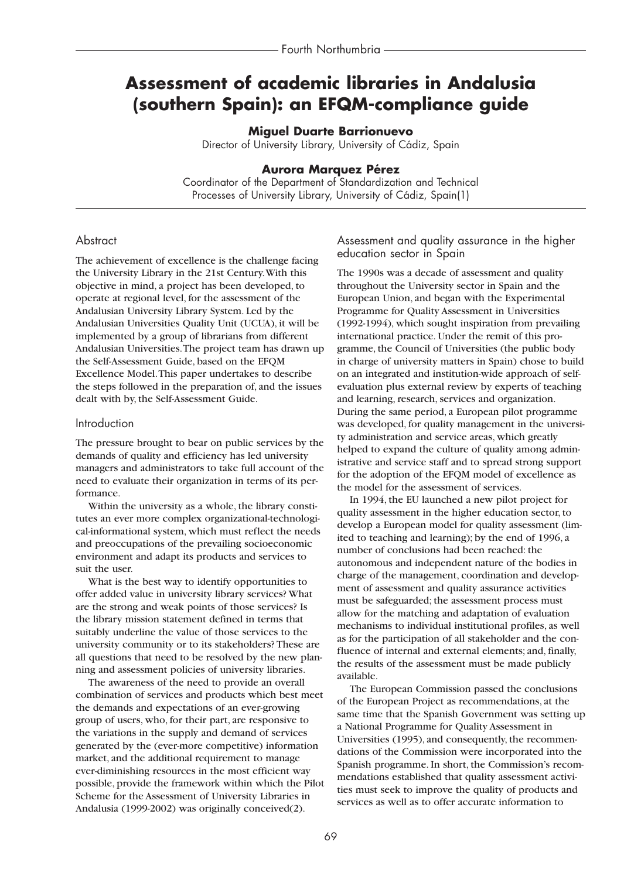# Assessment of academic libraries in Andalusia (southern Spain): an EFQM-compliance guide

**Miguel Duarte Barrionuevo**

Director of University Library, University of Cádiz, Spain

**Aurora Marquez Pérez**

Coordinator of the Department of Standardization and Technical Processes of University Library, University of Cádiz, Spain(1)

## Abstract

The achievement of excellence is the challenge facing the University Library in the 21st Century. With this objective in mind, a project has been developed, to operate at regional level, for the assessment of the Andalusian University Library System. Led by the Andalusian Universities Quality Unit (UCUA), it will be implemented by a group of librarians from different Andalusian Universities. The project team has drawn up the Self-Assessment Guide, based on the EFQM Excellence Model. This paper undertakes to describe the steps followed in the preparation of, and the issues dealt with by, the Self-Assessment Guide.

## Introduction

The pressure brought to bear on public services by the demands of quality and efficiency has led university managers and administrators to take full account of the need to evaluate their organization in terms of its performance.

Within the university as a whole, the library constitutes an ever more complex organizational-technological-informational system, which must reflect the needs and preoccupations of the prevailing socioeconomic environment and adapt its products and services to suit the user.

What is the best way to identify opportunities to offer added value in university library services? What are the strong and weak points of those services? Is the library mission statement defined in terms that suitably underline the value of those services to the university community or to its stakeholders? These are all questions that need to be resolved by the new planning and assessment policies of university libraries.

The awareness of the need to provide an overall combination of services and products which best meet the demands and expectations of an ever-growing group of users, who, for their part, are responsive to the variations in the supply and demand of services generated by the (ever-more competitive) information market, and the additional requirement to manage ever-diminishing resources in the most efficient way possible, provide the framework within which the Pilot Scheme for the Assessment of University Libraries in Andalusia (1999-2002) was originally conceived(2).

## Assessment and quality assurance in the higher education sector in Spain

The 1990s was a decade of assessment and quality throughout the University sector in Spain and the European Union, and began with the Experimental Programme for Quality Assessment in Universities (1992-1994), which sought inspiration from prevailing international practice. Under the remit of this programme, the Council of Universities (the public body in charge of university matters in Spain) chose to build on an integrated and institution-wide approach of self-evaluation plus external review by experts of teaching and learning, research, services and organization. During the same period, a European pilot programme was developed, for quality management in the university administration and service areas, which greatly helped to expand the culture of quality among administrative and service staff and to spread strong support for the adoption of the EFQM model of excellence as the model for the assessment of services.

In 1994, the EU launched a new pilot project for quality assessment in the higher education sector, to develop a European model for quality assessment (limited to teaching and learning); by the end of 1996, a number of conclusions had been reached: the autonomous and independent nature of the bodies in charge of the management, coordination and development of assessment and quality assurance activities must be safeguarded; the assessment process must allow for the matching and adaptation of evaluation mechanisms to individual institutional profiles, as well as for the participation of all stakeholder and the confluence of internal and external elements; and, finally, the results of the assessment must be made publicly available.

The European Commission passed the conclusions of the European Project as recommendations, at the same time that the Spanish Government was setting up a National Programme for Quality Assessment in Universities (1995), and consequently, the recommendations of the Commission were incorporated into the Spanish programme. In short, the Commission's recommendations established that quality assessment activities must seek to improve the quality of products and services as well as to offer accurate information to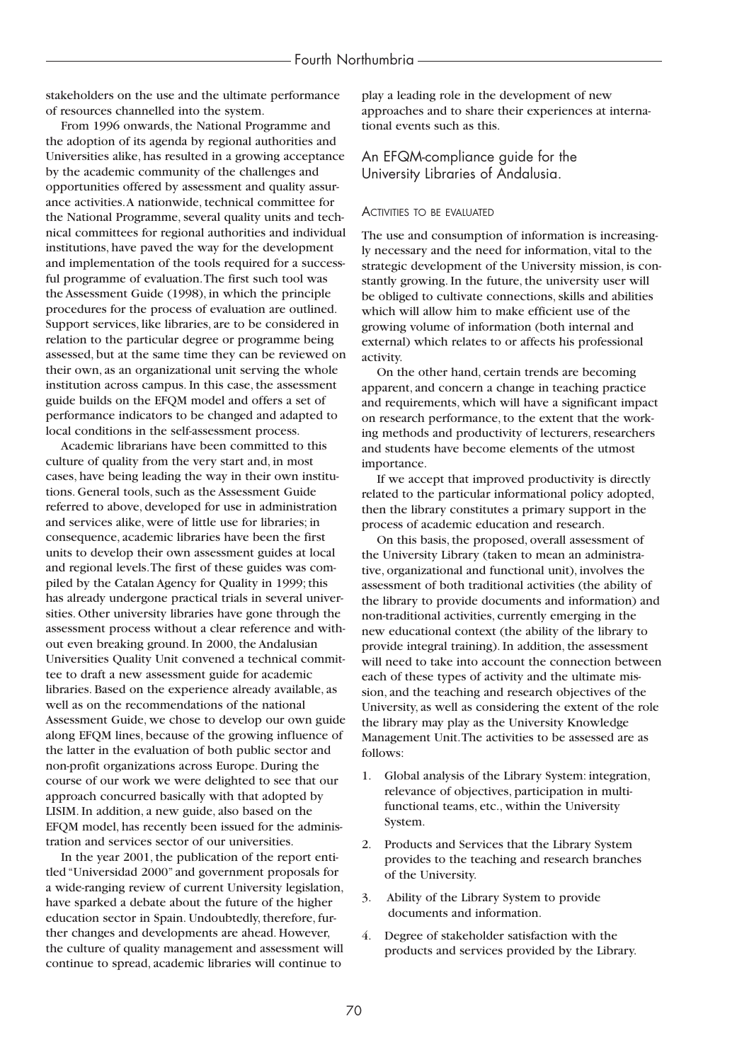stakeholders on the use and the ultimate performance of resources channelled into the system.

From 1996 onwards, the National Programme and the adoption of its agenda by regional authorities and Universities alike, has resulted in a growing acceptance by the academic community of the challenges and opportunities offered by assessment and quality assurance activities. A nationwide, technical committee for the National Programme, several quality units and technical committees for regional authorities and individual institutions, have paved the way for the development and implementation of the tools required for a successful programme of evaluation. The first such tool was the Assessment Guide (1998), in which the principle procedures for the process of evaluation are outlined. Support services, like libraries, are to be considered in relation to the particular degree or programme being assessed, but at the same time they can be reviewed on their own, as an organizational unit serving the whole institution across campus. In this case, the assessment guide builds on the EFQM model and offers a set of performance indicators to be changed and adapted to local conditions in the self-assessment process.

Academic librarians have been committed to this culture of quality from the very start and, in most cases, have being leading the way in their own institutions. General tools, such as the Assessment Guide referred to above, developed for use in administration and services alike, were of little use for libraries; in consequence, academic libraries have been the first units to develop their own assessment guides at local and regional levels. The first of these guides was compiled by the Catalan Agency for Quality in 1999; this has already undergone practical trials in several universities. Other university libraries have gone through the assessment process without a clear reference and without even breaking ground. In 2000, the Andalusian Universities Quality Unit convened a technical committee to draft a new assessment guide for academic libraries. Based on the experience already available, as well as on the recommendations of the national Assessment Guide, we chose to develop our own guide along EFQM lines, because of the growing influence of the latter in the evaluation of both public sector and non-profit organizations across Europe. During the course of our work we were delighted to see that our approach concurred basically with that adopted by LISIM. In addition, a new guide, also based on the EFQM model, has recently been issued for the administration and services sector of our universities.

In the year 2001, the publication of the report entitled "Universidad 2000" and government proposals for a wide-ranging review of current University legislation, have sparked a debate about the future of the higher education sector in Spain. Undoubtedly, therefore, further changes and developments are ahead. However, the culture of quality management and assessment will continue to spread, academic libraries will continue to play a leading role in the development of new approaches and to share their experiences at international events such as this.

## An EFQM-compliance guide for the University Libraries of Andalusia.

### Activities to be evaluated

The use and consumption of information is increasingly necessary and the need for information, vital to the strategic development of the University mission, is constantly growing. In the future, the university user will be obliged to cultivate connections, skills and abilities which will allow him to make efficient use of the growing volume of information (both internal and external) which relates to or affects his professional activity.

On the other hand, certain trends are becoming apparent, and concern a change in teaching practice and requirements, which will have a significant impact on research performance, to the extent that the working methods and productivity of lecturers, researchers and students have become elements of the utmost importance.

If we accept that improved productivity is directly related to the particular informational policy adopted, then the library constitutes a primary support in the process of academic education and research.

On this basis, the proposed, overall assessment of the University Library (taken to mean an administrative, organizational and functional unit), involves the assessment of both traditional activities (the ability of the library to provide documents and information) and non-traditional activities, currently emerging in the new educational context (the ability of the library to provide integral training). In addition, the assessment will need to take into account the connection between each of these types of activity and the ultimate mission, and the teaching and research objectives of the University, as well as considering the extent of the role the library may play as the University Knowledge Management Unit. The activities to be assessed are as follows:

1. Global analysis of the Library System: integration, relevance of objectives, participation in multifunctional teams, etc., within the University System.
2. Products and Services that the Library System provides to the teaching and research branches of the University.
3. Ability of the Library System to provide documents and information.
4. Degree of stakeholder satisfaction with the products and services provided by the Library.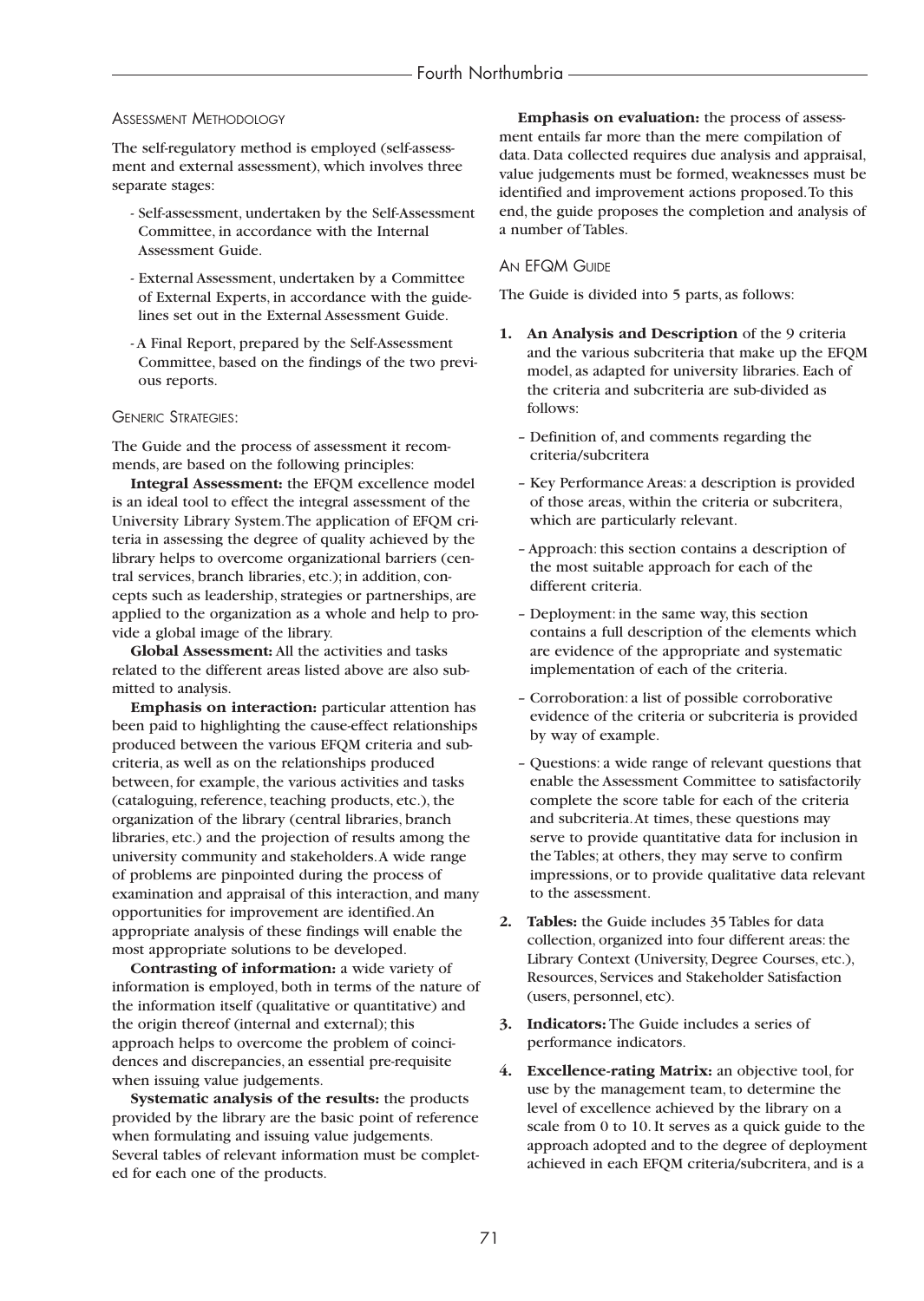### Assessment Methodology

The self-regulatory method is employed (self-assessment and external assessment), which involves three separate stages:

- Self-assessment, undertaken by the Self-Assessment Committee, in accordance with the Internal Assessment Guide.
- External Assessment, undertaken by a Committee of External Experts, in accordance with the guidelines set out in the External Assessment Guide.
- A Final Report, prepared by the Self-Assessment Committee, based on the findings of the two previous reports.

### Generic Strategies:

The Guide and the process of assessment it recommends, are based on the following principles:

**Integral Assessment:** the EFQM excellence model is an ideal tool to effect the integral assessment of the University Library System. The application of EFQM criteria in assessing the degree of quality achieved by the library helps to overcome organizational barriers (central services, branch libraries, etc.); in addition, concepts such as leadership, strategies or partnerships, are applied to the organization as a whole and help to provide a global image of the library.

**Global Assessment:** All the activities and tasks related to the different areas listed above are also submitted to analysis.

**Emphasis on interaction:** particular attention has been paid to highlighting the cause-effect relationships produced between the various EFQM criteria and subcriteria, as well as on the relationships produced between, for example, the various activities and tasks (cataloguing, reference, teaching products, etc.), the organization of the library (central libraries, branch libraries, etc.) and the projection of results among the university community and stakeholders. A wide range of problems are pinpointed during the process of examination and appraisal of this interaction, and many opportunities for improvement are identified. An appropriate analysis of these findings will enable the most appropriate solutions to be developed.

**Contrasting of information:** a wide variety of information is employed, both in terms of the nature of the information itself (qualitative or quantitative) and the origin thereof (internal and external); this approach helps to overcome the problem of coincidences and discrepancies, an essential pre-requisite when issuing value judgements.

**Systematic analysis of the results:** the products provided by the library are the basic point of reference when formulating and issuing value judgements. Several tables of relevant information must be completed for each one of the products.

**Emphasis on evaluation:** the process of assessment entails far more than the mere compilation of data. Data collected requires due analysis and appraisal, value judgements must be formed, weaknesses must be identified and improvement actions proposed. To this end, the guide proposes the completion and analysis of a number of Tables.

### An EFQM Guide

The Guide is divided into 5 parts, as follows:

1. **An Analysis and Description** of the 9 criteria and the various subcriteria that make up the EFQM model, as adapted for university libraries. Each of the criteria and subcriteria are sub-divided as follows:
   - Definition of, and comments regarding the criteria/subcritera
   - Key Performance Areas: a description is provided of those areas, within the criteria or subcritera, which are particularly relevant.
   - Approach: this section contains a description of the most suitable approach for each of the different criteria.
   - Deployment: in the same way, this section contains a full description of the elements which are evidence of the appropriate and systematic implementation of each of the criteria.
   - Corroboration: a list of possible corroborative evidence of the criteria or subcriteria is provided by way of example.
   - Questions: a wide range of relevant questions that enable the Assessment Committee to satisfactorily complete the score table for each of the criteria and subcriteria. At times, these questions may serve to provide quantitative data for inclusion in the Tables; at others, they may serve to confirm impressions, or to provide qualitative data relevant to the assessment.
2. **Tables:** the Guide includes 35 Tables for data collection, organized into four different areas: the Library Context (University, Degree Courses, etc.), Resources, Services and Stakeholder Satisfaction (users, personnel, etc).
3. **Indicators:** The Guide includes a series of performance indicators.
4. **Excellence-rating Matrix:** an objective tool, for use by the management team, to determine the level of excellence achieved by the library on a scale from 0 to 10. It serves as a quick guide to the approach adopted and to the degree of deployment achieved in each EFQM criteria/subcritera, and is a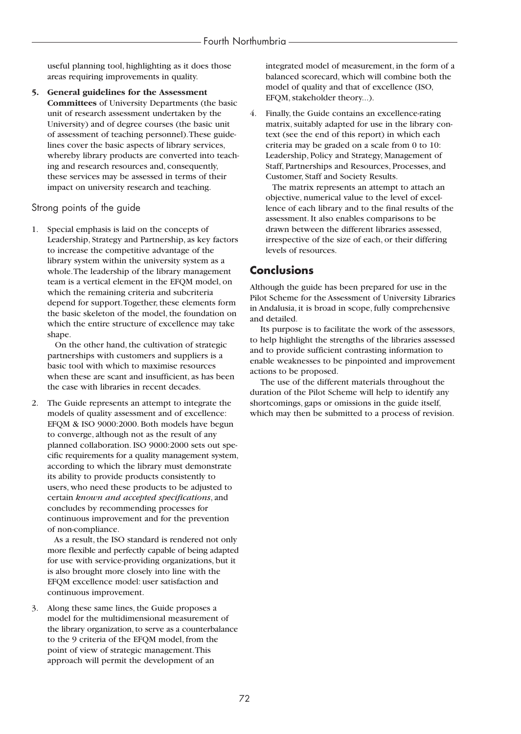useful planning tool, highlighting as it does those areas requiring improvements in quality.

5. **General guidelines for the Assessment Committees** of University Departments (the basic unit of research assessment undertaken by the University) and of degree courses (the basic unit of assessment of teaching personnel). These guidelines cover the basic aspects of library services, whereby library products are converted into teaching and research resources and, consequently, these services may be assessed in terms of their impact on university research and teaching.

## Strong points of the guide

1. Special emphasis is laid on the concepts of Leadership, Strategy and Partnership, as key factors to increase the competitive advantage of the library system within the university system as a whole. The leadership of the library management team is a vertical element in the EFQM model, on which the remaining criteria and subcriteria depend for support. Together, these elements form the basic skeleton of the model, the foundation on which the entire structure of excellence may take shape.

   On the other hand, the cultivation of strategic partnerships with customers and suppliers is a basic tool with which to maximise resources when these are scant and insufficient, as has been the case with libraries in recent decades.

2. The Guide represents an attempt to integrate the models of quality assessment and of excellence: EFQM & ISO 9000:2000. Both models have begun to converge, although not as the result of any planned collaboration. ISO 9000:2000 sets out specific requirements for a quality management system, according to which the library must demonstrate its ability to provide products consistently to users, who need these products to be adjusted to certain *known and accepted specifications*, and concludes by recommending processes for continuous improvement and for the prevention of non-compliance.

   As a result, the ISO standard is rendered not only more flexible and perfectly capable of being adapted for use with service-providing organizations, but it is also brought more closely into line with the EFQM excellence model: user satisfaction and continuous improvement.

3. Along these same lines, the Guide proposes a model for the multidimensional measurement of the library organization, to serve as a counterbalance to the 9 criteria of the EFQM model, from the point of view of strategic management. This approach will permit the development of an integrated model of measurement, in the form of a balanced scorecard, which will combine both the model of quality and that of excellence (ISO, EFQM, stakeholder theory...).

4. Finally, the Guide contains an excellence-rating matrix, suitably adapted for use in the library context (see the end of this report) in which each criteria may be graded on a scale from 0 to 10: Leadership, Policy and Strategy, Management of Staff, Partnerships and Resources, Processes, and Customer, Staff and Society Results.

   The matrix represents an attempt to attach an objective, numerical value to the level of excellence of each library and to the final results of the assessment. It also enables comparisons to be drawn between the different libraries assessed, irrespective of the size of each, or their differing levels of resources.

## Conclusions

Although the guide has been prepared for use in the Pilot Scheme for the Assessment of University Libraries in Andalusia, it is broad in scope, fully comprehensive and detailed.

Its purpose is to facilitate the work of the assessors, to help highlight the strengths of the libraries assessed and to provide sufficient contrasting information to enable weaknesses to be pinpointed and improvement actions to be proposed.

The use of the different materials throughout the duration of the Pilot Scheme will help to identify any shortcomings, gaps or omissions in the guide itself, which may then be submitted to a process of revision.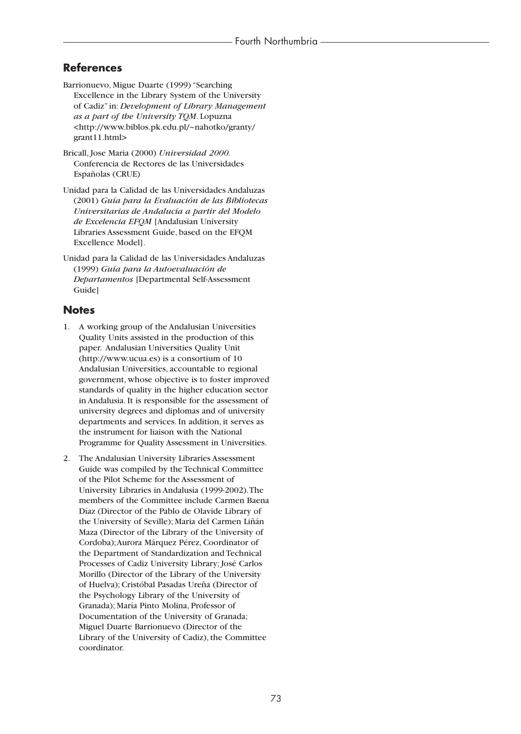## References

Barrionuevo, Migue Duarte (1999) "Searching Excellence in the Library System of the University of Cadiz" in: *Development of Library Management as a part of the University TQM*. Lopuzna <http://www.biblos.pk.edu.pl/~nahotko/granty/grant11.html>

Bricall, Jose Maria (2000) *Universidad 2000.* Conferencia de Rectores de las Universidades Españolas (CRUE)

Unidad para la Calidad de las Universidades Andaluzas (2001) *Guía para la Evaluación de las Bibliotecas Universitarias de Andalucía a partir del Modelo de Excelencia EFQM* [Andalusian University Libraries Assessment Guide, based on the EFQM Excellence Model].

Unidad para la Calidad de las Universidades Andaluzas (1999) *Guía para la Autoevaluación de Departamentos* [Departmental Self-Assessment Guide]

## Notes

1. A working group of the Andalusian Universities Quality Units assisted in the production of this paper. Andalusian Universities Quality Unit (http://www.ucua.es) is a consortium of 10 Andalusian Universities, accountable to regional government, whose objective is to foster improved standards of quality in the higher education sector in Andalusia. It is responsible for the assessment of university degrees and diplomas and of university departments and services. In addition, it serves as the instrument for liaison with the National Programme for Quality Assessment in Universities.

2. The Andalusian University Libraries Assessment Guide was compiled by the Technical Committee of the Pilot Scheme for the Assessment of University Libraries in Andalusia (1999-2002). The members of the Committee include Carmen Baena Díaz (Director of the Pablo de Olavide Library of the University of Seville); Maria del Carmen Liñán Maza (Director of the Library of the University of Cordoba); Aurora Márquez Pérez, Coordinator of the Department of Standardization and Technical Processes of Cadiz University Library; José Carlos Morillo (Director of the Library of the University of Huelva); Cristóbal Pasadas Ureña (Director of the Psychology Library of the University of Granada); María Pinto Molina, Professor of Documentation of the University of Granada; Miguel Duarte Barrionuevo (Director of the Library of the University of Cadiz), the Committee coordinator.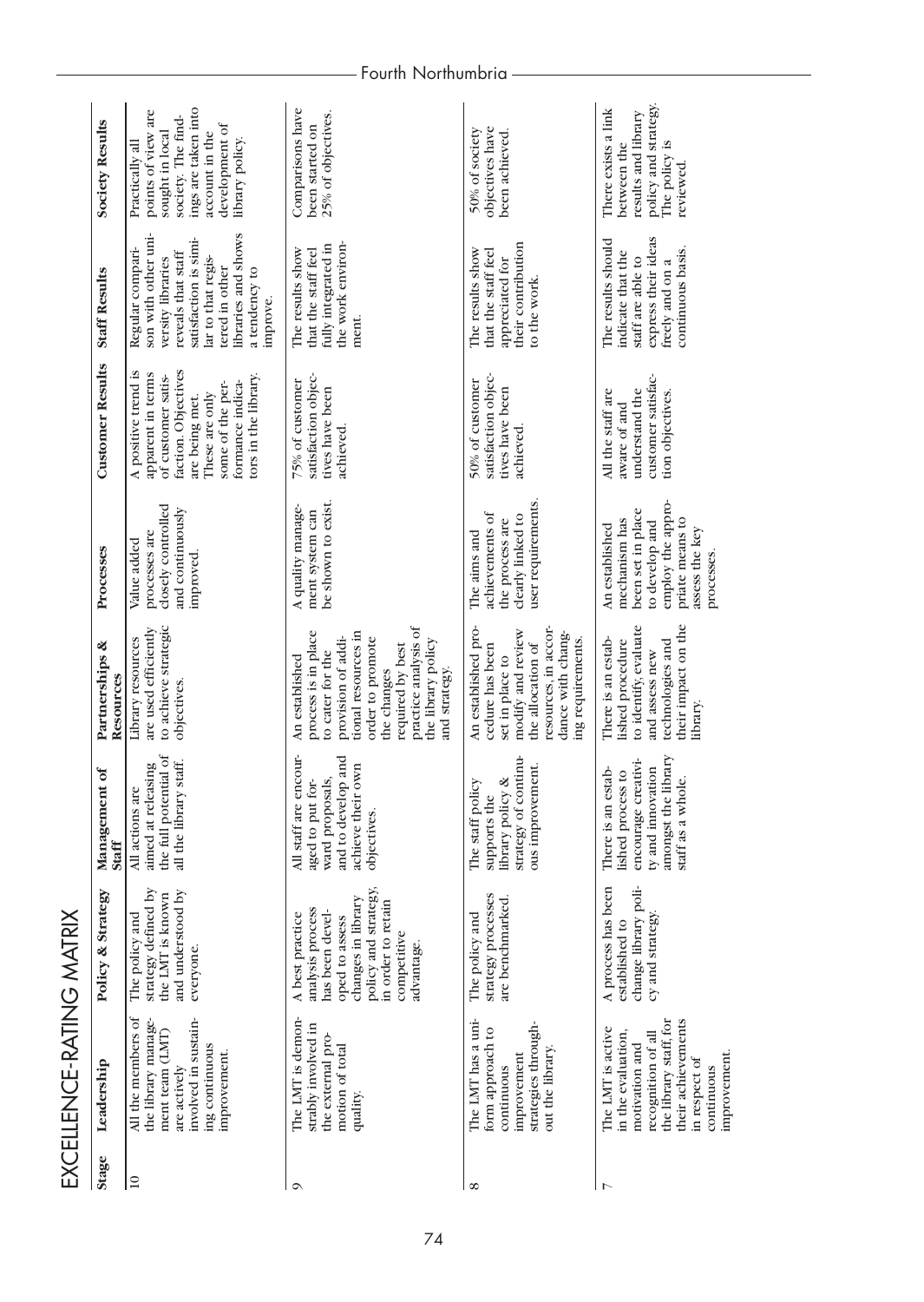# EXCELLENCE-RATING MATRIX

| Stage | Leadership | Policy & Strategy | Management of Staff | Partnerships & Resources | Processes | Customer Results | Staff Results | Society Results |
|---|---|---|---|---|---|---|---|---|
| 10 | All the members of the library management team (LMT) are actively involved in sustaining continuous improvement. | The policy and strategy defined by the LMT is known and understood by everyone. | All actions are aimed at releasing the full potential of all the library staff. | Library resources are used efficiently to achieve strategic objectives. | Value added processes are closely controlled and continuously improved. | A positive trend is apparent in terms of customer satisfaction. Objectives are being met. These are only some of the performance indicators in the library. | Regular comparison with other university libraries reveals that staff satisfaction is similar to that registered in other libraries and shows a tendency to improve. | Practically all points of view are sought in local society. The findings are taken into account in the development of library policy. |
| 9 | The LMT is demonstrably involved in the external promotion of total quality. | A best practice analysis process has been developed to assess changes in library policy and strategy, in order to retain competitive advantage. | All staff are encouraged to put forward proposals, and to develop and achieve their own objectives. | An established process is in place to cater for the provision of additional resources in order to promote the changes required by best practice analysis of the library policy and strategy. | A quality management system can be shown to exist. | 75% of customer satisfaction objectives have been achieved. | The results show that the staff feel fully integrated in the work environment. | Comparisons have been started on 25% of objectives. |
| 8 | The LMT has a uniform approach to continuous improvement strategies throughout the library. | The policy and strategy processes are benchmarked. | The staff policy supports the library policy & strategy of continuous improvement. | An established procedure has been set in place to modify and review the allocation of resources, in accordance with changing requirements. | The aims and achievements of the process are clearly linked to user requirements. | 50% of customer satisfaction objectives have been achieved. | The results show that the staff feel appreciated for their contribution to the work. | 50% of society objectives have been achieved. |
| 7 | The LMT is active in the evaluation, motivation and recognition of all the library staff, for their achievements in respect of continuous improvement. | A process has been established to change library policy and strategy. | There is an established process to encourage creativity and innovation amongst the library staff as a whole. | There is an established procedure to identify, evaluate and assess new technologies and their impact on the library. | An established mechanism has been set in place to develop and employ the appropriate means to assess the key processes. | All the staff are aware of and understand the customer satisfaction objectives. | The results should indicate that the staff are able to express their ideas freely and on a continuous basis. | There exists a link between the results and library policy and strategy. The policy is reviewed. |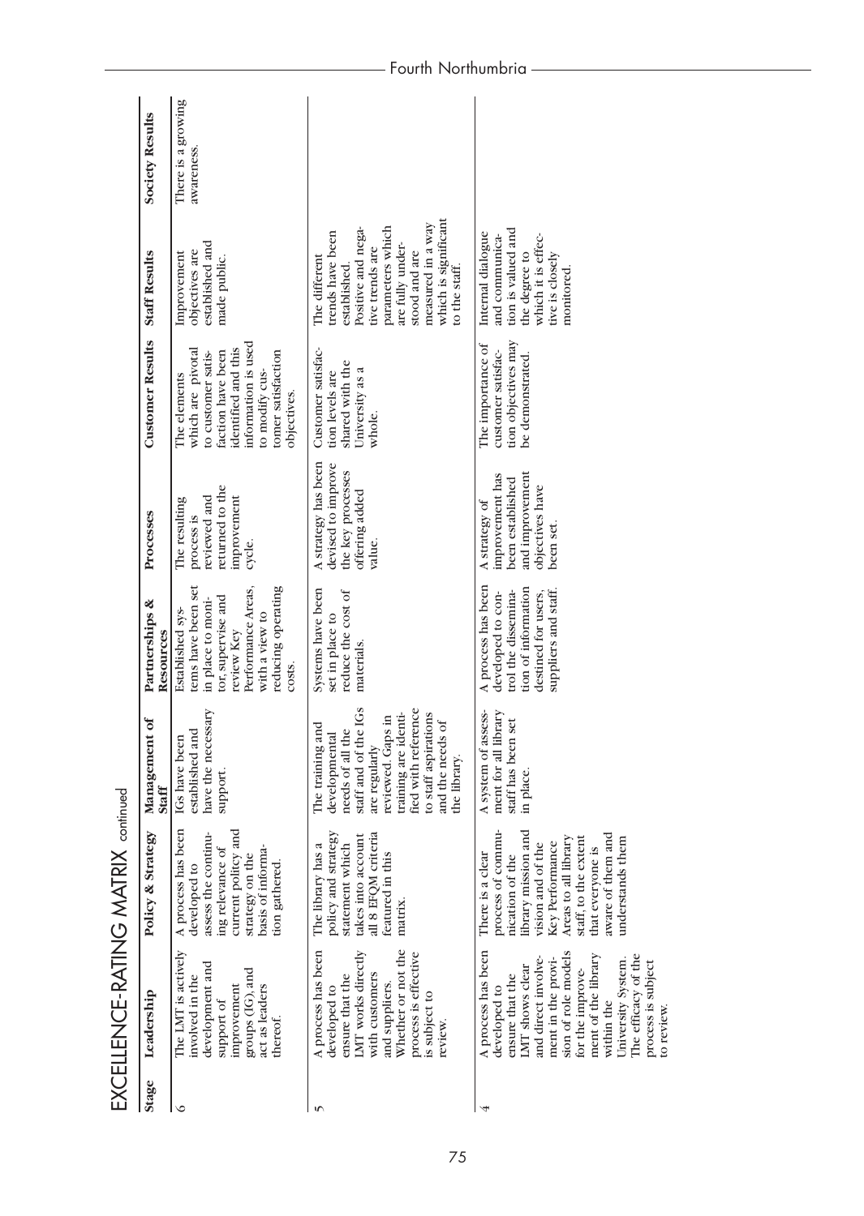# EXCELLENCE-RATING MATRIX continued

| Stage | Leadership | Policy & Strategy | Management of Staff | Partnerships & Resources | Processes | Customer Results | Staff Results | Society Results |
|---|---|---|---|---|---|---|---|---|
| 6 | The LMT is actively involved in the development and support of improvement groups (IG), and act as leaders thereof. | A process has been developed to assess the continuing relevance of current policy and strategy on the basis of information gathered. | IGs have been established and have the necessary support. | Established systems have been set in place to monitor, supervise and review Key Performance Areas, with a view to reducing operating costs. | The resulting process is reviewed and returned to the improvement cycle. | The elements which are pivotal to customer satisfaction have been identified and this information is used to modify customer satisfaction objectives. | Improvement objectives are established and made public. | There is a growing awareness. |
| 5 | A process has been developed to ensure that the LMT works directly with customers and suppliers. Whether or not the process is effective is subject to review. | The library has a policy and strategy statement which takes into account all 8 EFQM criteria featured in this matrix. | The training and developmental needs of all the staff and of the IGs are regularly reviewed. Gaps in training are identified with reference to staff aspirations and the needs of the library. | Systems have been set in place to reduce the cost of materials. | A strategy has been devised to improve the key processes offering added value. | Customer satisfaction levels are shared with the University as a whole. | The different trends have been established. Positive and negative trends are parameters which are fully understood and are measured in a way which is significant to the staff. | |
| 4 | A process has been developed to ensure that the LMT shows clear and direct involvement in the provision of role models for the improvement of the library within the University System. The efficacy of the process is subject to review. | There is a clear process of communication of the library mission and vision and of the Key Performance Areas to all library staff, to the extent that everyone is aware of them and understands them | A system of assessment for all library staff has been set in place. | A process has been developed to control the dissemination of information destined for users, suppliers and staff. | A strategy of improvement has been established and improvement objectives have been set. | The importance of customer satisfaction objectives may be demonstrated. | Internal dialogue and communication is valued and the degree to which it is effective is closely monitored. | |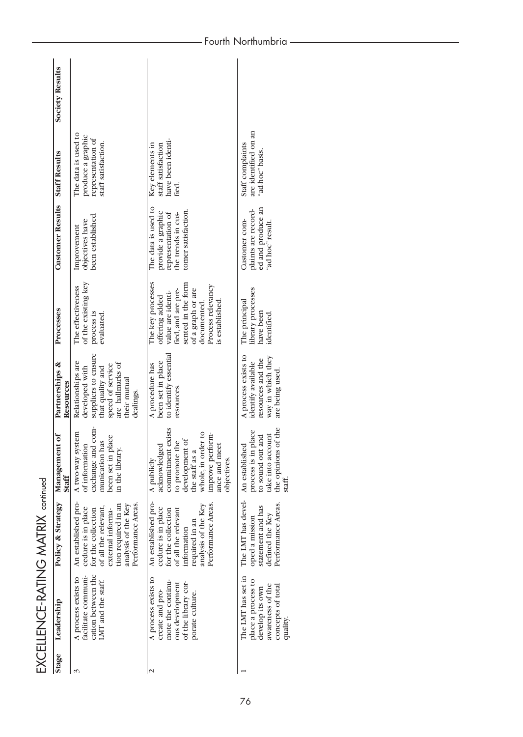## EXCELLENCE-RATING MATRIX continued

| Stage | Leadership | Policy & Strategy | Management of Staff | Partnerships & Resources | Processes | Customer Results | Staff Results | Society Results |
|---|---|---|---|---|---|---|---|---|
| 3 | A process exists to facilitate communication between the LMT and the staff. | An established procedure is in place for the collection of all the relevant, external information required in an analysis of the Key Performance Areas. | A two-way system of information exchange and communication has been set in place in the library. | Relationships are developed with suppliers to ensure that quality and speed of service are hallmarks of their mutual dealings. | The effectiveness of the existing key process is evaluated. | Improvement objectives have been established. | The data is used to produce a graphic representation of staff satisfaction. | |
| 2 | A process exists to create and promote the continuous development of the library corporate culture. | An established procedure is in place for the collection of all the relevant information required in an analysis of the Key Performance Areas. | A publicly acknowledged commitment exists to promote the development of the staff as a whole, in order to improve performance and meet objectives. | A procedure has been set in place to identify essential resources. | The key processes offering added value are identified, and are presented in the form of a graph or are documented. Process relevancy is established. | The data is used to provide a graphic representation of the trends in customer satisfaction. | Key elements in staff satisfaction have been identified. | |
| 1 | The LMT has set in place a process to develop its own awareness of the concepts of total quality. | The LMT has developed a mission statement and has defined the Key Performance Areas. | An established process is in place to sound out and take into account the opinions of the staff. | A process exists to identify available resources and the way in which they are being used. | The principal library processes have been identified. | Customer complaints are recorded and produce an "ad hoc" result. | Staff complaints are identified on an "ad-hoc" basis. | |